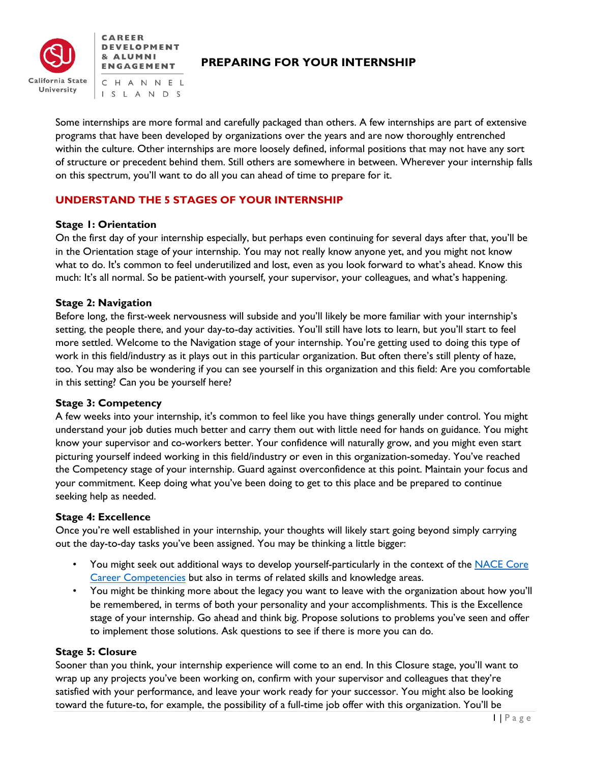# PREPARING FOR YOUR INTERNSHIP

Some internships are more formal and carefully packaged than others. A few internships are part of extensive programs that have been developed by organizations over the years and are now thoroughly entrenched within the culture. Other internships are more loosely defined, informal positions that may not have any sort of structure or precedent behind them. Still others are somewhere in between. Wherever your internship falls on this spectrum, you'll want to do all you can ahead of time to prepare for it.

## UNDERSTAND THE 5 STAGES OF YOUR INTERNSHIP

### Stage 1: Orientation

On the first day of your internship especially, but perhaps even continuing for several days after that, you'll be in the Orientation stage of your internship. You may not really know anyone yet, and you might not know what to do. It's common to feel underutilized and lost, even as you look forward to what's ahead. Know this much: It's all normal. So be patient-with yourself, your supervisor, your colleagues, and what's happening.

### Stage 2: Navigation

Before long, the first-week nervousness will subside and you'll likely be more familiar with your internship's setting, the people there, and your day-to-day activities. You'll still have lots to learn, but you'll start to feel more settled. Welcome to the Navigation stage of your internship. You're getting used to doing this type of work in this field/industry as it plays out in this particular organization. But often there's still plenty of haze, too. You may also be wondering if you can see yourself in this organization and this field: Are you comfortable in this setting? Can you be yourself here?

### Stage 3: Competency

A few weeks into your internship, it's common to feel like you have things generally under control. You might understand your job duties much better and carry them out with little need for hands on guidance. You might know your supervisor and co-workers better. Your confidence will naturally grow, and you might even start picturing yourself indeed working in this field/industry or even in this organization-someday. You've reached the Competency stage of your internship. Guard against overconfidence at this point. Maintain your focus and your commitment. Keep doing what you've been doing to get to this place and be prepared to continue seeking help as needed.

### Stage 4: Excellence

Once you're well established in your internship, your thoughts will likely start going beyond simply carrying out the day-to-day tasks you've been assigned. You may be thinking a little bigger:

- You might seek out additional ways to develop yourself-particularly in the context of the NACE Core Career Competencies but also in terms of related skills and knowledge areas.
- You might be thinking more about the legacy you want to leave with the organization about how you'll be remembered, in terms of both your personality and your accomplishments. This is the Excellence stage of your internship. Go ahead and think big. Propose solutions to problems you've seen and offer to implement those solutions. Ask questions to see if there is more you can do.

### Stage 5: Closure

Sooner than you think, your internship experience will come to an end. In this Closure stage, you'll want to wrap up any projects you've been working on, confirm with your supervisor and colleagues that they're satisfied with your performance, and leave your work ready for your successor. You might also be looking toward the future-to, for example, the possibility of a full-time job offer with this organization. You'll be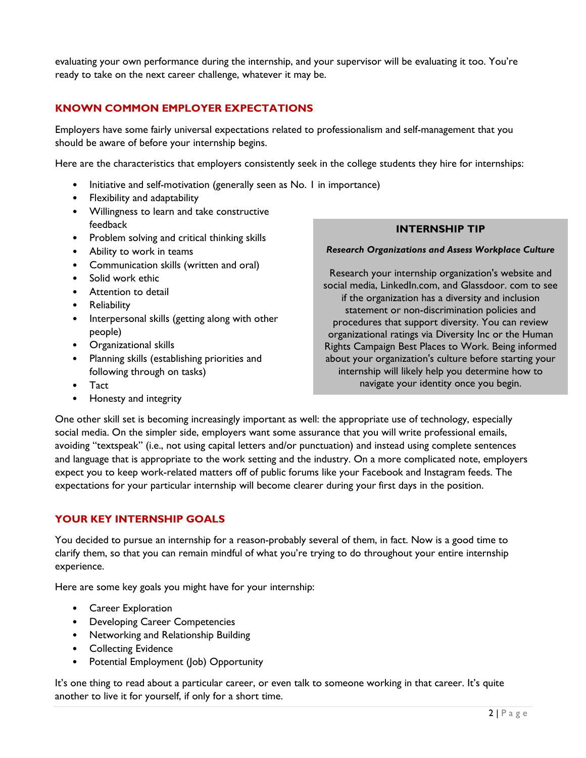evaluating your own performance during the internship, and your supervisor will be evaluating it too. You're ready to take on the next career challenge, whatever it may be.

## KNOWN COMMON EMPLOYER EXPECTATIONS

Employers have some fairly universal expectations related to professionalism and self-management that you should be aware of before your internship begins.

Here are the characteristics that employers consistently seek in the college students they hire for internships:

- Initiative and self-motivation (generally seen as No. 1 in importance)
- Flexibility and adaptability
- Willingness to learn and take constructive feedback
- Problem solving and critical thinking skills
- Ability to work in teams
- Communication skills (written and oral)
- Solid work ethic
- Attention to detail
- Reliability
- Interpersonal skills (getting along with other people)
- Organizational skills
- Planning skills (establishing priorities and following through on tasks)
- Tact
- Honesty and integrity

> **INTERNSHIP TIP**
>
> ***Research Organizations and Assess Workplace Culture***
>
> Research your internship organization's website and social media, LinkedIn.com, and Glassdoor. com to see if the organization has a diversity and inclusion statement or non-discrimination policies and procedures that support diversity. You can review organizational ratings via Diversity Inc or the Human Rights Campaign Best Places to Work. Being informed about your organization's culture before starting your internship will likely help you determine how to navigate your identity once you begin.

One other skill set is becoming increasingly important as well: the appropriate use of technology, especially social media. On the simpler side, employers want some assurance that you will write professional emails, avoiding "textspeak" (i.e., not using capital letters and/or punctuation) and instead using complete sentences and language that is appropriate to the work setting and the industry. On a more complicated note, employers expect you to keep work-related matters off of public forums like your Facebook and Instagram feeds. The expectations for your particular internship will become clearer during your first days in the position.

## YOUR KEY INTERNSHIP GOALS

You decided to pursue an internship for a reason-probably several of them, in fact. Now is a good time to clarify them, so that you can remain mindful of what you're trying to do throughout your entire internship experience.

Here are some key goals you might have for your internship:

- Career Exploration
- Developing Career Competencies
- Networking and Relationship Building
- Collecting Evidence
- Potential Employment (Job) Opportunity

It's one thing to read about a particular career, or even talk to someone working in that career. It's quite another to live it for yourself, if only for a short time.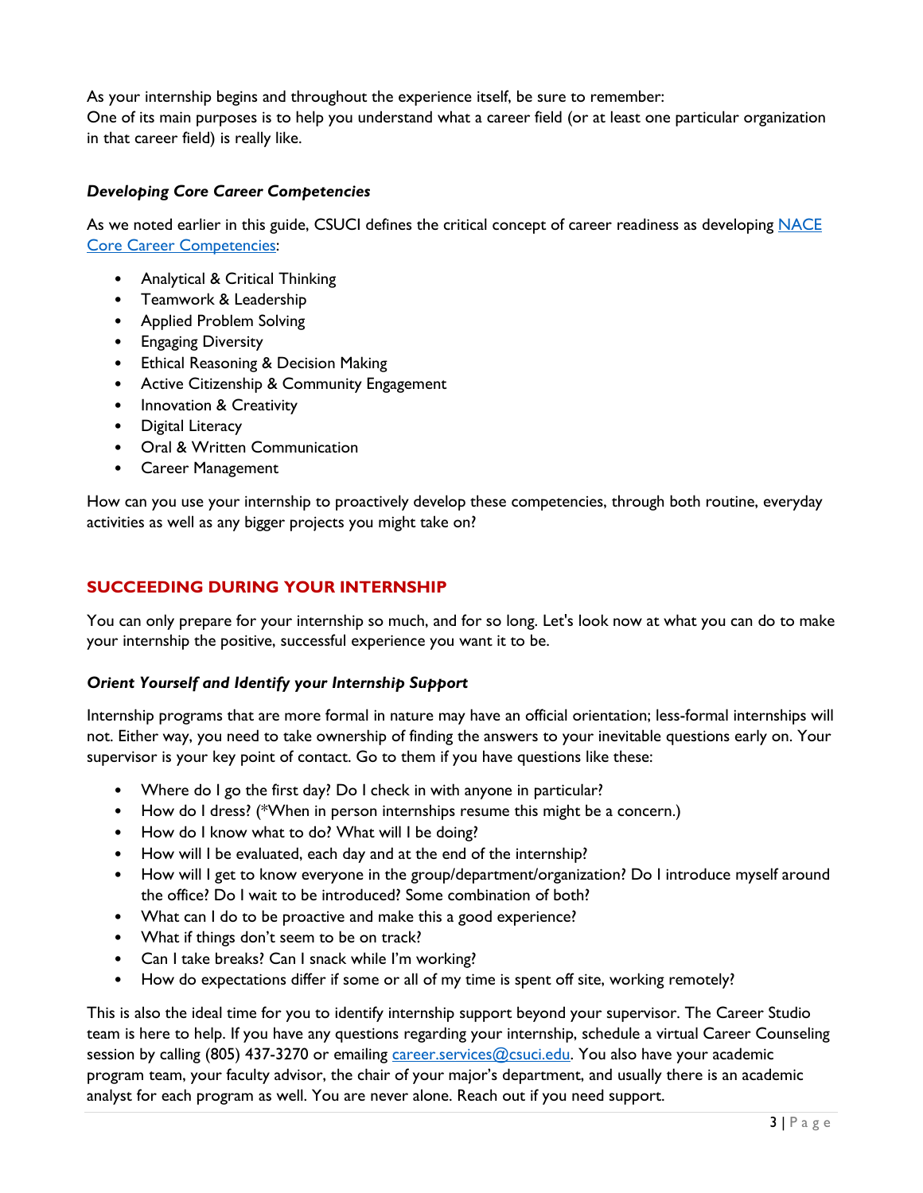As your internship begins and throughout the experience itself, be sure to remember:
One of its main purposes is to help you understand what a career field (or at least one particular organization in that career field) is really like.

### *Developing Core Career Competencies*

As we noted earlier in this guide, CSUCI defines the critical concept of career readiness as developing [NACE Core Career Competencies](#):

- Analytical & Critical Thinking
- Teamwork & Leadership
- Applied Problem Solving
- Engaging Diversity
- Ethical Reasoning & Decision Making
- Active Citizenship & Community Engagement
- Innovation & Creativity
- Digital Literacy
- Oral & Written Communication
- Career Management

How can you use your internship to proactively develop these competencies, through both routine, everyday activities as well as any bigger projects you might take on?

## SUCCEEDING DURING YOUR INTERNSHIP

You can only prepare for your internship so much, and for so long. Let's look now at what you can do to make your internship the positive, successful experience you want it to be.

### *Orient Yourself and Identify your Internship Support*

Internship programs that are more formal in nature may have an official orientation; less-formal internships will not. Either way, you need to take ownership of finding the answers to your inevitable questions early on. Your supervisor is your key point of contact. Go to them if you have questions like these:

- Where do I go the first day? Do I check in with anyone in particular?
- How do I dress? (*When in person internships resume this might be a concern.)
- How do I know what to do? What will I be doing?
- How will I be evaluated, each day and at the end of the internship?
- How will I get to know everyone in the group/department/organization? Do I introduce myself around the office? Do I wait to be introduced? Some combination of both?
- What can I do to be proactive and make this a good experience?
- What if things don't seem to be on track?
- Can I take breaks? Can I snack while I'm working?
- How do expectations differ if some or all of my time is spent off site, working remotely?

This is also the ideal time for you to identify internship support beyond your supervisor. The Career Studio team is here to help. If you have any questions regarding your internship, schedule a virtual Career Counseling session by calling (805) 437-3270 or emailing career.services@csuci.edu. You also have your academic program team, your faculty advisor, the chair of your major's department, and usually there is an academic analyst for each program as well. You are never alone. Reach out if you need support.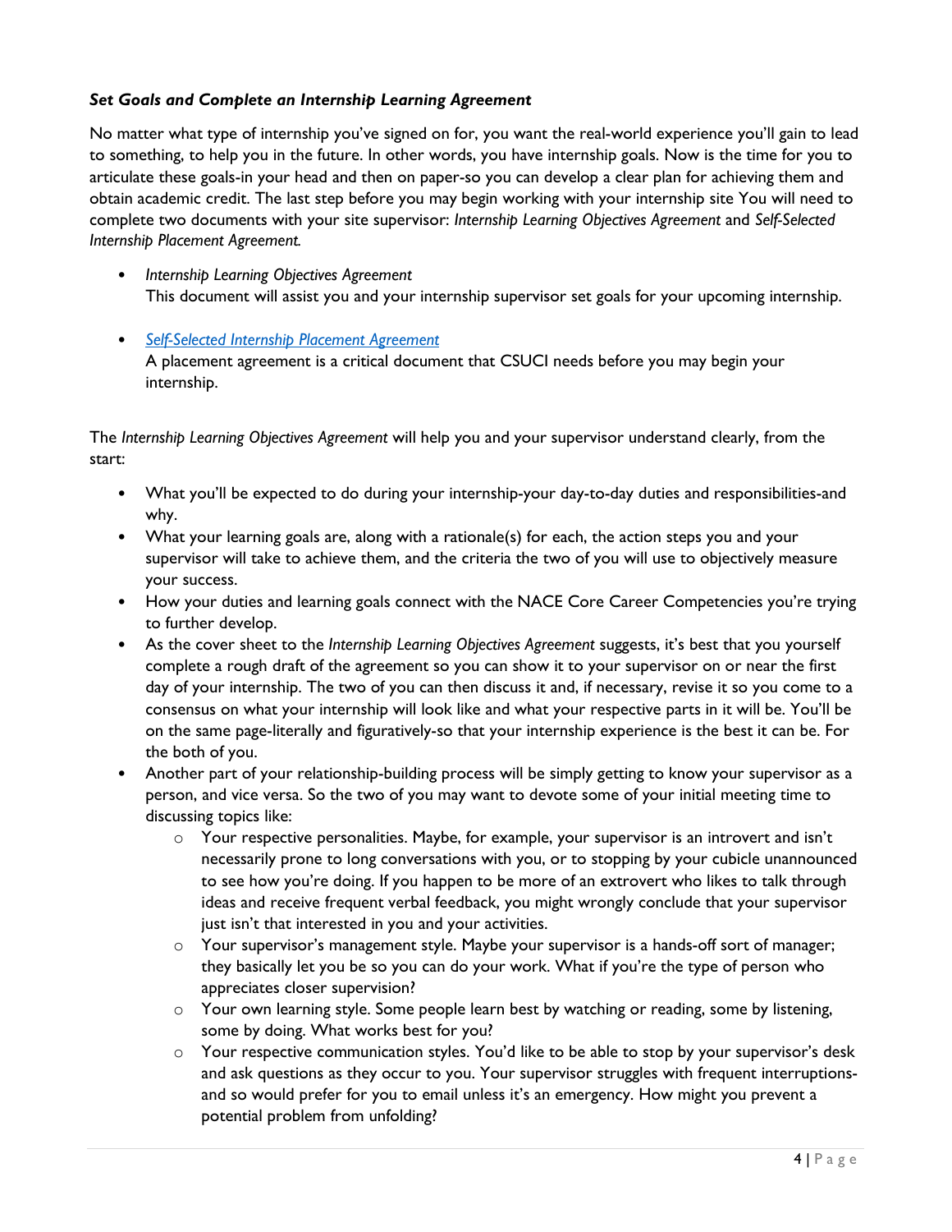### ***Set Goals and Complete an Internship Learning Agreement***

No matter what type of internship you've signed on for, you want the real-world experience you'll gain to lead to something, to help you in the future. In other words, you have internship goals. Now is the time for you to articulate these goals-in your head and then on paper-so you can develop a clear plan for achieving them and obtain academic credit. The last step before you may begin working with your internship site You will need to complete two documents with your site supervisor: *Internship Learning Objectives Agreement* and *Self-Selected Internship Placement Agreement.*

- *Internship Learning Objectives Agreement*
  This document will assist you and your internship supervisor set goals for your upcoming internship.

- *Self-Selected Internship Placement Agreement*
  A placement agreement is a critical document that CSUCI needs before you may begin your internship.

The *Internship Learning Objectives Agreement* will help you and your supervisor understand clearly, from the start:

- What you'll be expected to do during your internship-your day-to-day duties and responsibilities-and why.
- What your learning goals are, along with a rationale(s) for each, the action steps you and your supervisor will take to achieve them, and the criteria the two of you will use to objectively measure your success.
- How your duties and learning goals connect with the NACE Core Career Competencies you're trying to further develop.
- As the cover sheet to the *Internship Learning Objectives Agreement* suggests, it's best that you yourself complete a rough draft of the agreement so you can show it to your supervisor on or near the first day of your internship. The two of you can then discuss it and, if necessary, revise it so you come to a consensus on what your internship will look like and what your respective parts in it will be. You'll be on the same page-literally and figuratively-so that your internship experience is the best it can be. For the both of you.
- Another part of your relationship-building process will be simply getting to know your supervisor as a person, and vice versa. So the two of you may want to devote some of your initial meeting time to discussing topics like:
  - Your respective personalities. Maybe, for example, your supervisor is an introvert and isn't necessarily prone to long conversations with you, or to stopping by your cubicle unannounced to see how you're doing. If you happen to be more of an extrovert who likes to talk through ideas and receive frequent verbal feedback, you might wrongly conclude that your supervisor just isn't that interested in you and your activities.
  - Your supervisor's management style. Maybe your supervisor is a hands-off sort of manager; they basically let you be so you can do your work. What if you're the type of person who appreciates closer supervision?
  - Your own learning style. Some people learn best by watching or reading, some by listening, some by doing. What works best for you?
  - Your respective communication styles. You'd like to be able to stop by your supervisor's desk and ask questions as they occur to you. Your supervisor struggles with frequent interruptions-and so would prefer for you to email unless it's an emergency. How might you prevent a potential problem from unfolding?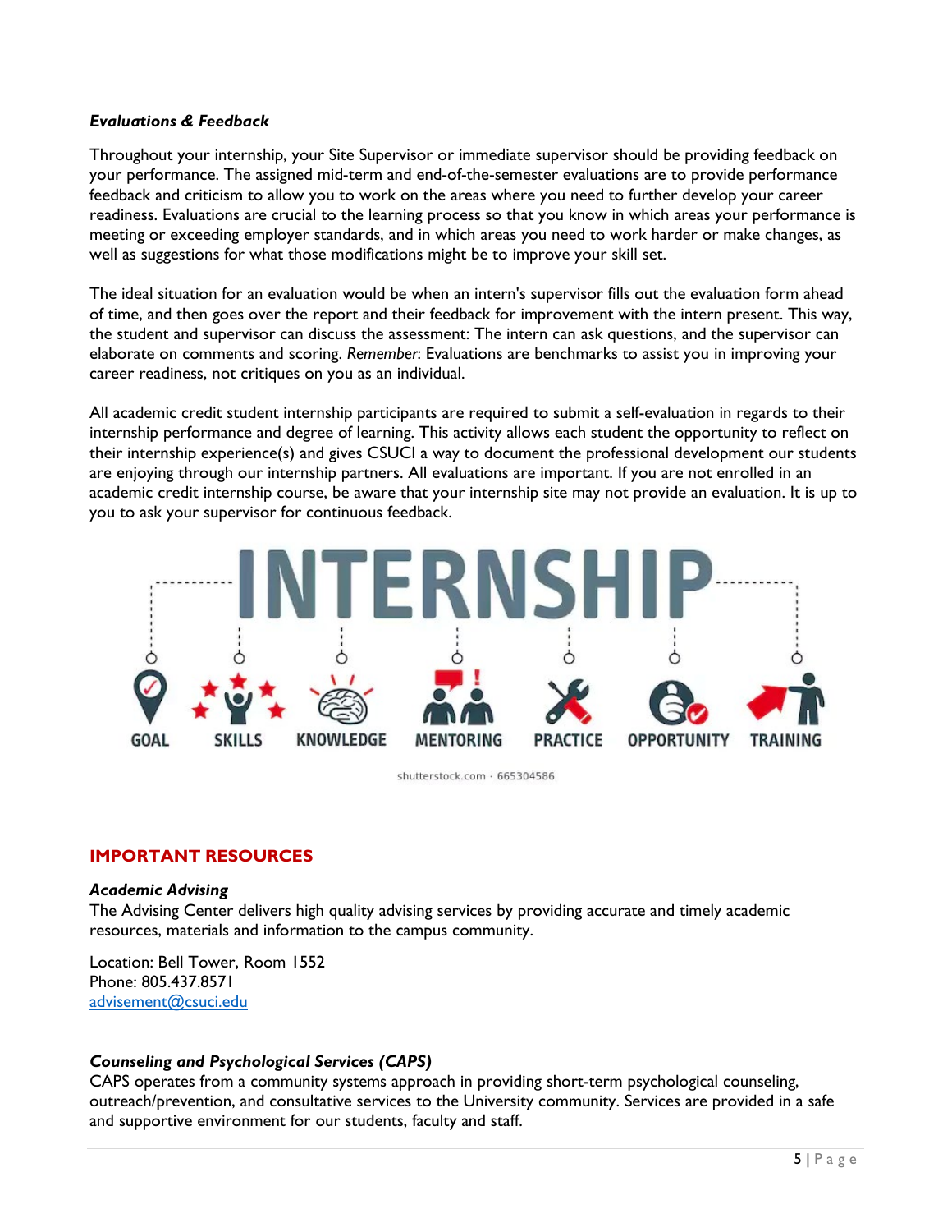***Evaluations & Feedback***

Throughout your internship, your Site Supervisor or immediate supervisor should be providing feedback on your performance. The assigned mid-term and end-of-the-semester evaluations are to provide performance feedback and criticism to allow you to work on the areas where you need to further develop your career readiness. Evaluations are crucial to the learning process so that you know in which areas your performance is meeting or exceeding employer standards, and in which areas you need to work harder or make changes, as well as suggestions for what those modifications might be to improve your skill set.

The ideal situation for an evaluation would be when an intern's supervisor fills out the evaluation form ahead of time, and then goes over the report and their feedback for improvement with the intern present. This way, the student and supervisor can discuss the assessment: The intern can ask questions, and the supervisor can elaborate on comments and scoring. *Remember*: Evaluations are benchmarks to assist you in improving your career readiness, not critiques on you as an individual.

All academic credit student internship participants are required to submit a self-evaluation in regards to their internship performance and degree of learning. This activity allows each student the opportunity to reflect on their internship experience(s) and gives CSUCI a way to document the professional development our students are enjoying through our internship partners. All evaluations are important. If you are not enrolled in an academic credit internship course, be aware that your internship site may not provide an evaluation. It is up to you to ask your supervisor for continuous feedback.

## IMPORTANT RESOURCES

***Academic Advising***

The Advising Center delivers high quality advising services by providing accurate and timely academic resources, materials and information to the campus community.

Location: Bell Tower, Room 1552
Phone: 805.437.8571
advisement@csuci.edu

***Counseling and Psychological Services (CAPS)***

CAPS operates from a community systems approach in providing short-term psychological counseling, outreach/prevention, and consultative services to the University community. Services are provided in a safe and supportive environment for our students, faculty and staff.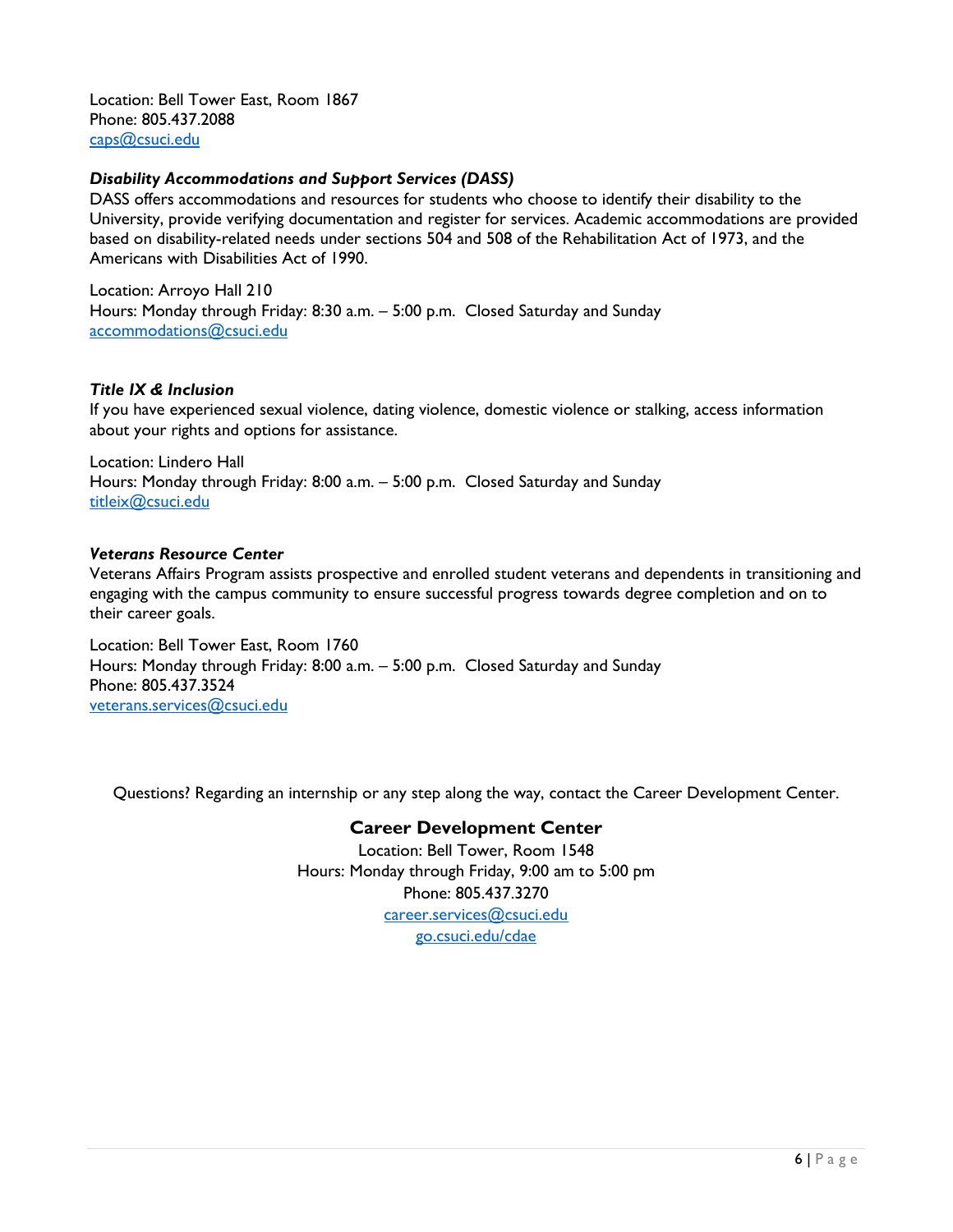Location: Bell Tower East, Room 1867
Phone: 805.437.2088
caps@csuci.edu

***Disability Accommodations and Support Services (DASS)***

DASS offers accommodations and resources for students who choose to identify their disability to the University, provide verifying documentation and register for services. Academic accommodations are provided based on disability-related needs under sections 504 and 508 of the Rehabilitation Act of 1973, and the Americans with Disabilities Act of 1990.

Location: Arroyo Hall 210
Hours: Monday through Friday: 8:30 a.m. – 5:00 p.m. Closed Saturday and Sunday
accommodations@csuci.edu

***Title IX & Inclusion***

If you have experienced sexual violence, dating violence, domestic violence or stalking, access information about your rights and options for assistance.

Location: Lindero Hall
Hours: Monday through Friday: 8:00 a.m. – 5:00 p.m. Closed Saturday and Sunday
titleix@csuci.edu

***Veterans Resource Center***

Veterans Affairs Program assists prospective and enrolled student veterans and dependents in transitioning and engaging with the campus community to ensure successful progress towards degree completion and on to their career goals.

Location: Bell Tower East, Room 1760
Hours: Monday through Friday: 8:00 a.m. – 5:00 p.m. Closed Saturday and Sunday
Phone: 805.437.3524
veterans.services@csuci.edu

Questions? Regarding an internship or any step along the way, contact the Career Development Center.

## Career Development Center

Location: Bell Tower, Room 1548
Hours: Monday through Friday, 9:00 am to 5:00 pm
Phone: 805.437.3270
career.services@csuci.edu
go.csuci.edu/cdae